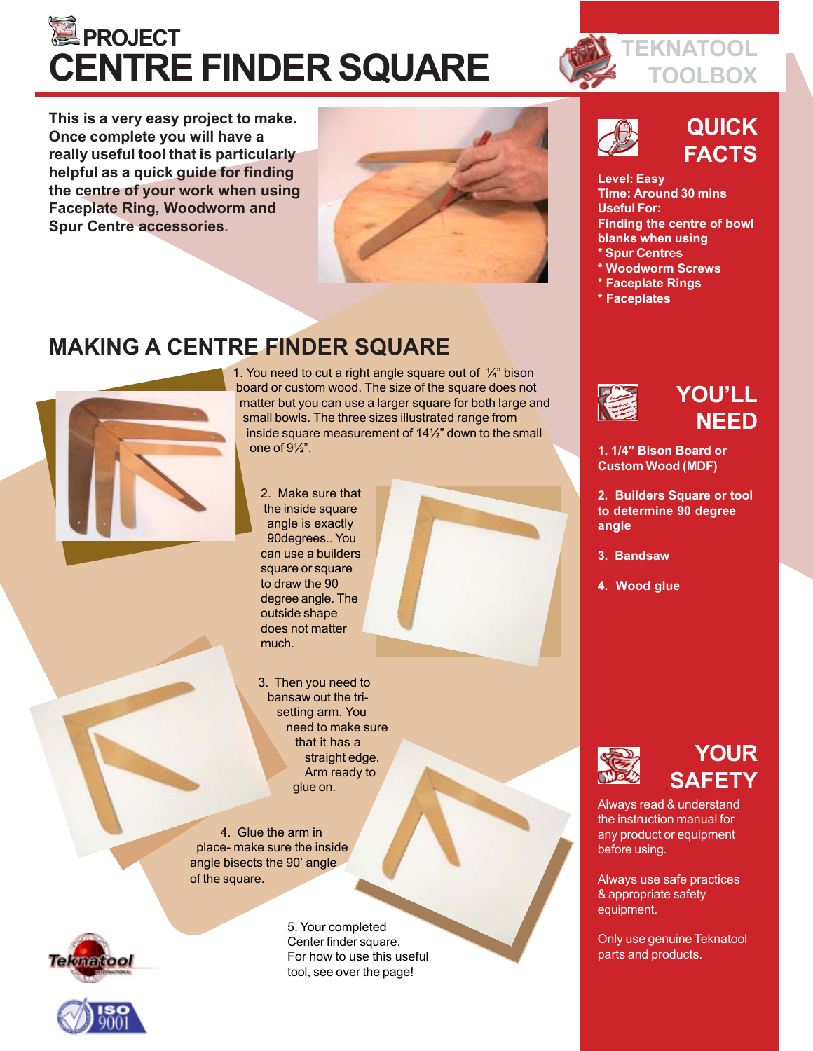# PROJECT
# CENTRE FINDER SQUARE

TEKNATOOL TOOLBOX

**This is a very easy project to make. Once complete you will have a really useful tool that is particularly helpful as a quick guide for finding the centre of your work when using Faceplate Ring, Woodworm and Spur Centre accessories.**

## MAKING A CENTRE FINDER SQUARE

1. You need to cut a right angle square out of ¼" bison board or custom wood. The size of the square does not matter but you can use a larger square for both large and small bowls. The three sizes illustrated range from inside square measurement of 14½" down to the small one of 9½".

2. Make sure that the inside square angle is exactly 90degrees.. You can use a builders square or square to draw the 90 degree angle. The outside shape does not matter much.

3. Then you need to bansaw out the tri-setting arm. You need to make sure that it has a straight edge. Arm ready to glue on.

4. Glue the arm in place- make sure the inside angle bisects the 90' angle of the square.

5. Your completed Center finder square. For how to use this useful tool, see over the page!

## QUICK FACTS

**Level: Easy**
**Time: Around 30 mins**
**Useful For:**
**Finding the centre of bowl blanks when using**
**\* Spur Centres**
**\* Woodworm Screws**
**\* Faceplate Rings**
**\* Faceplates**

## YOU'LL NEED

**1. 1/4" Bison Board or Custom Wood (MDF)**

**2. Builders Square or tool to determine 90 degree angle**

**3. Bandsaw**

**4. Wood glue**

## YOUR SAFETY

Always read & understand the instruction manual for any product or equipment before using.

Always use safe practices & appropriate safety equipment.

Only use genuine Teknatool parts and products.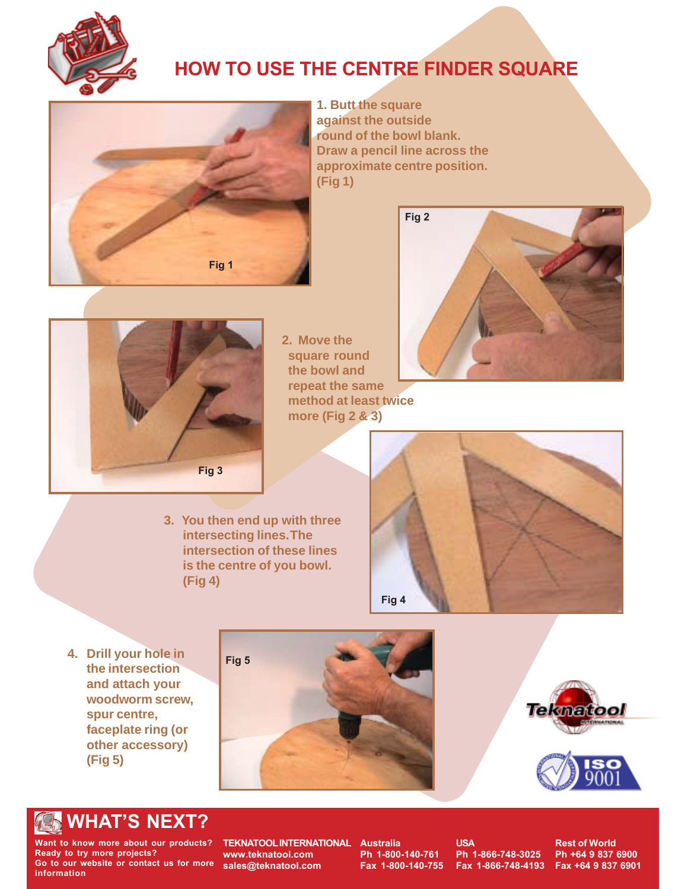# HOW TO USE THE CENTRE FINDER SQUARE

**1. Butt the square against the outside round of the bowl blank. Draw a pencil line across the approximate centre position. (Fig 1)**

Fig 1

Fig 2

**2. Move the square round the bowl and repeat the same method at least twice more (Fig 2 & 3)**

Fig 3

**3. You then end up with three intersecting lines. The intersection of these lines is the centre of you bowl. (Fig 4)**

Fig 4

**4. Drill your hole in the intersection and attach your woodworm screw, spur centre, faceplate ring (or other accessory) (Fig 5)**

Fig 5

Teknatool INTERNATIONAL

ISO 9001

## WHAT'S NEXT?

**Want to know more about our products? Ready to try more projects? Go to our website or contact us for more information**

**TEKNATOOL INTERNATIONAL**
**www.teknatool.com**
**sales@teknatool.com**

**Australia**
**Ph 1-800-140-761**
**Fax 1-800-140-755**

**USA**
**Ph 1-866-748-3025**
**Fax 1-866-748-4193**

**Rest of World**
**Ph +64 9 837 6900**
**Fax +64 9 837 6901**